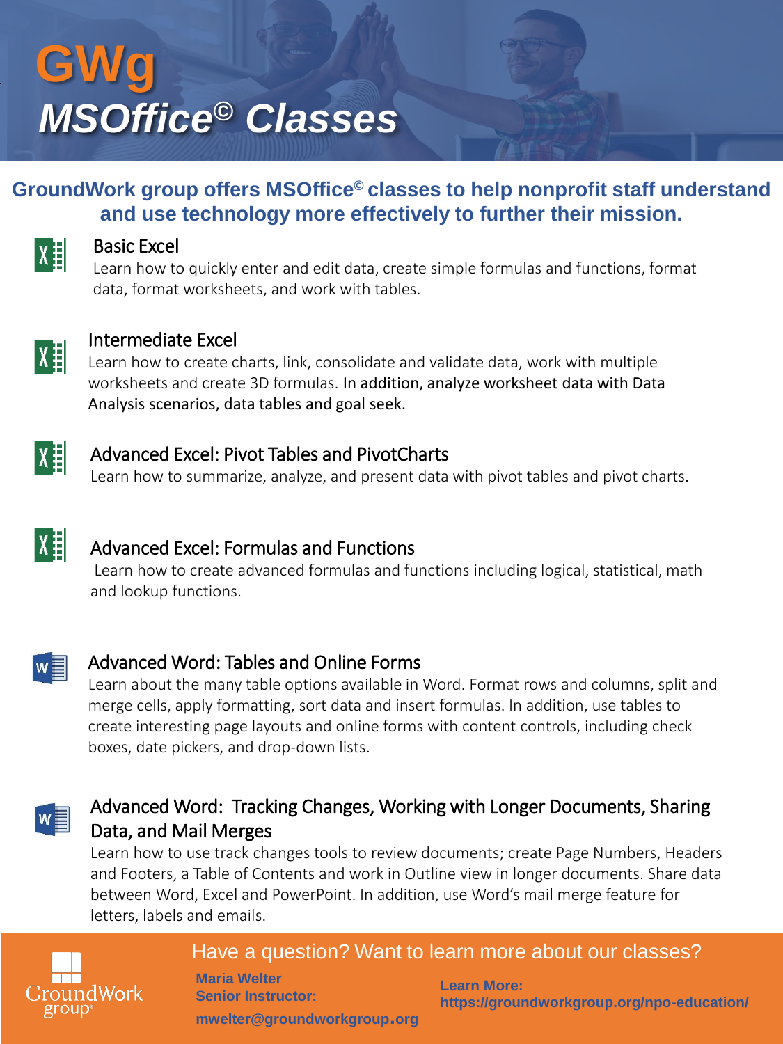# GWg MSOffice© Classes

**GroundWork group offers MSOffice© classes to help nonprofit staff understand and use technology more effectively to further their mission.**

## Basic Excel

Learn how to quickly enter and edit data, create simple formulas and functions, format data, format worksheets, and work with tables.

## Intermediate Excel

Learn how to create charts, link, consolidate and validate data, work with multiple worksheets and create 3D formulas. In addition, analyze worksheet data with Data Analysis scenarios, data tables and goal seek.

## Advanced Excel: Pivot Tables and PivotCharts

Learn how to summarize, analyze, and present data with pivot tables and pivot charts.

## Advanced Excel: Formulas and Functions

Learn how to create advanced formulas and functions including logical, statistical, math and lookup functions.

## Advanced Word: Tables and Online Forms

Learn about the many table options available in Word. Format rows and columns, split and merge cells, apply formatting, sort data and insert formulas. In addition, use tables to create interesting page layouts and online forms with content controls, including check boxes, date pickers, and drop-down lists.

## Advanced Word: Tracking Changes, Working with Longer Documents, Sharing Data, and Mail Merges

Learn how to use track changes tools to review documents; create Page Numbers, Headers and Footers, a Table of Contents and work in Outline view in longer documents. Share data between Word, Excel and PowerPoint. In addition, use Word's mail merge feature for letters, labels and emails.

GroundWork group

Have a question? Want to learn more about our classes?

**Maria Welter**
**Senior Instructor:**
**mwelter@groundworkgroup.org**

**Learn More:**
**https://groundworkgroup.org/npo-education/**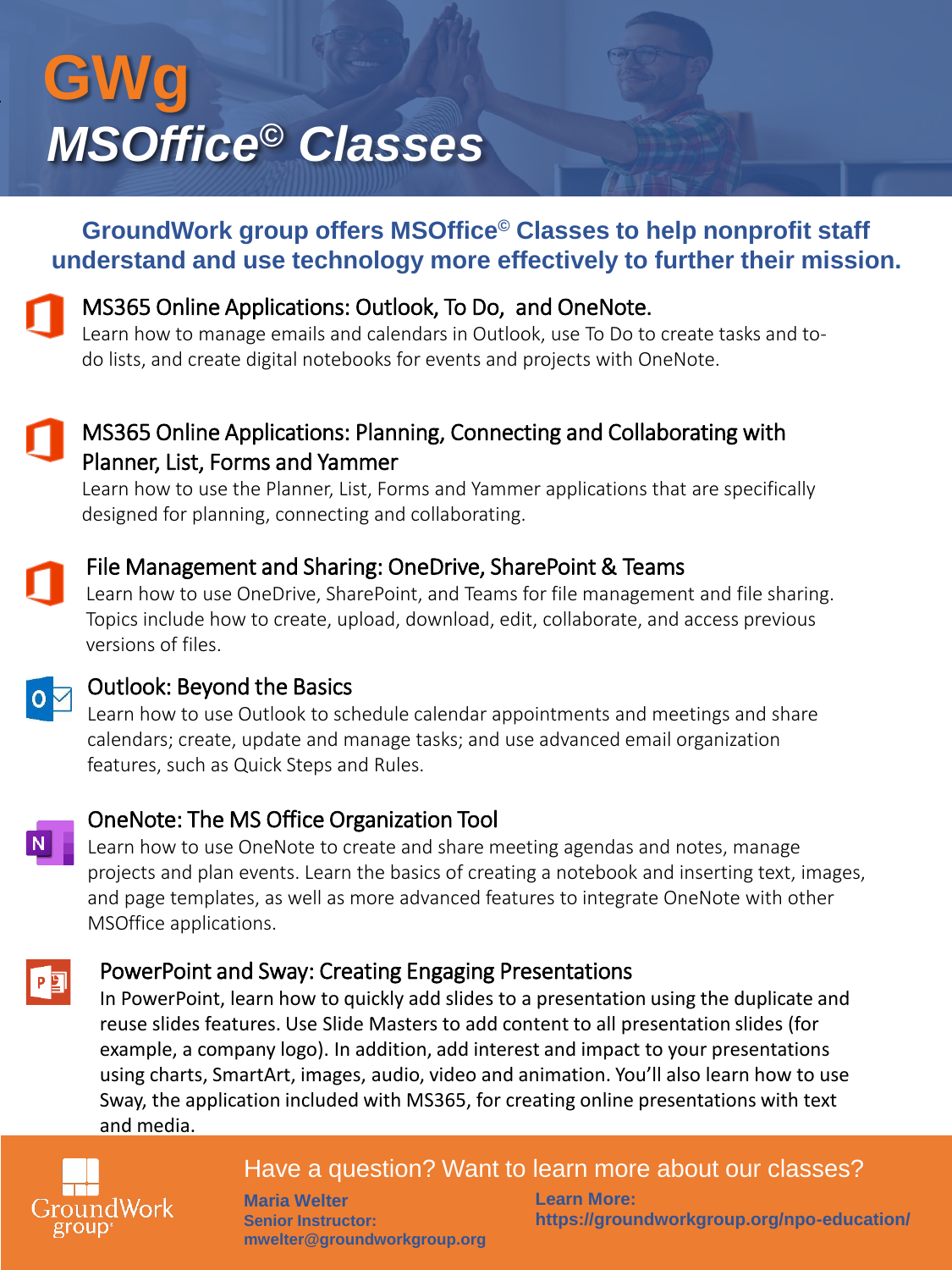# GWg MSOffice© Classes

**GroundWork group offers MSOffice© Classes to help nonprofit staff understand and use technology more effectively to further their mission.**

### MS365 Online Applications: Outlook, To Do, and OneNote.

Learn how to manage emails and calendars in Outlook, use To Do to create tasks and to-do lists, and create digital notebooks for events and projects with OneNote.

### MS365 Online Applications: Planning, Connecting and Collaborating with Planner, List, Forms and Yammer

Learn how to use the Planner, List, Forms and Yammer applications that are specifically designed for planning, connecting and collaborating.

### File Management and Sharing: OneDrive, SharePoint & Teams

Learn how to use OneDrive, SharePoint, and Teams for file management and file sharing. Topics include how to create, upload, download, edit, collaborate, and access previous versions of files.

### Outlook: Beyond the Basics

Learn how to use Outlook to schedule calendar appointments and meetings and share calendars; create, update and manage tasks; and use advanced email organization features, such as Quick Steps and Rules.

### OneNote: The MS Office Organization Tool

Learn how to use OneNote to create and share meeting agendas and notes, manage projects and plan events. Learn the basics of creating a notebook and inserting text, images, and page templates, as well as more advanced features to integrate OneNote with other MSOffice applications.

### PowerPoint and Sway: Creating Engaging Presentations

In PowerPoint, learn how to quickly add slides to a presentation using the duplicate and reuse slides features. Use Slide Masters to add content to all presentation slides (for example, a company logo). In addition, add interest and impact to your presentations using charts, SmartArt, images, audio, video and animation. You'll also learn how to use Sway, the application included with MS365, for creating online presentations with text and media.

GroundWork group

Have a question? Want to learn more about our classes?

**Maria Welter**
**Senior Instructor:**
**mwelter@groundworkgroup.org**

**Learn More:**
**https://groundworkgroup.org/npo-education/**